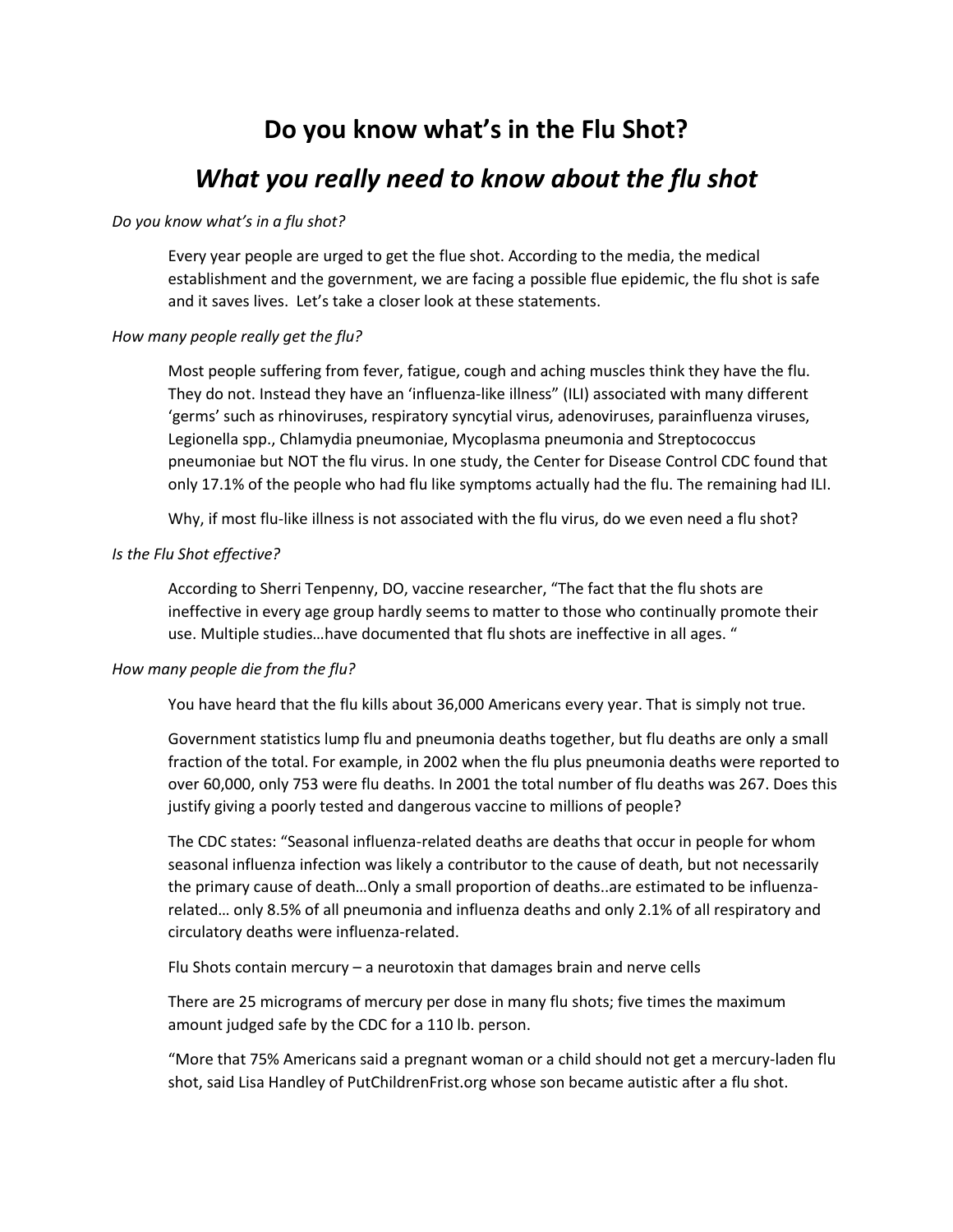# Do you know what's in the Flu Shot?

## *What you really need to know about the flu shot*

*Do you know what's in a flu shot?*

Every year people are urged to get the flue shot. According to the media, the medical establishment and the government, we are facing a possible flue epidemic, the flu shot is safe and it saves lives. Let's take a closer look at these statements.

*How many people really get the flu?*

Most people suffering from fever, fatigue, cough and aching muscles think they have the flu. They do not. Instead they have an 'influenza-like illness" (ILI) associated with many different 'germs' such as rhinoviruses, respiratory syncytial virus, adenoviruses, parainfluenza viruses, Legionella spp., Chlamydia pneumoniae, Mycoplasma pneumonia and Streptococcus pneumoniae but NOT the flu virus. In one study, the Center for Disease Control CDC found that only 17.1% of the people who had flu like symptoms actually had the flu. The remaining had ILI.

Why, if most flu-like illness is not associated with the flu virus, do we even need a flu shot?

*Is the Flu Shot effective?*

According to Sherri Tenpenny, DO, vaccine researcher, "The fact that the flu shots are ineffective in every age group hardly seems to matter to those who continually promote their use. Multiple studies…have documented that flu shots are ineffective in all ages. "

*How many people die from the flu?*

You have heard that the flu kills about 36,000 Americans every year. That is simply not true.

Government statistics lump flu and pneumonia deaths together, but flu deaths are only a small fraction of the total. For example, in 2002 when the flu plus pneumonia deaths were reported to over 60,000, only 753 were flu deaths. In 2001 the total number of flu deaths was 267. Does this justify giving a poorly tested and dangerous vaccine to millions of people?

The CDC states: "Seasonal influenza-related deaths are deaths that occur in people for whom seasonal influenza infection was likely a contributor to the cause of death, but not necessarily the primary cause of death…Only a small proportion of deaths..are estimated to be influenza-related… only 8.5% of all pneumonia and influenza deaths and only 2.1% of all respiratory and circulatory deaths were influenza-related.

Flu Shots contain mercury – a neurotoxin that damages brain and nerve cells

There are 25 micrograms of mercury per dose in many flu shots; five times the maximum amount judged safe by the CDC for a 110 lb. person.

"More that 75% Americans said a pregnant woman or a child should not get a mercury-laden flu shot, said Lisa Handley of PutChildrenFrist.org whose son became autistic after a flu shot.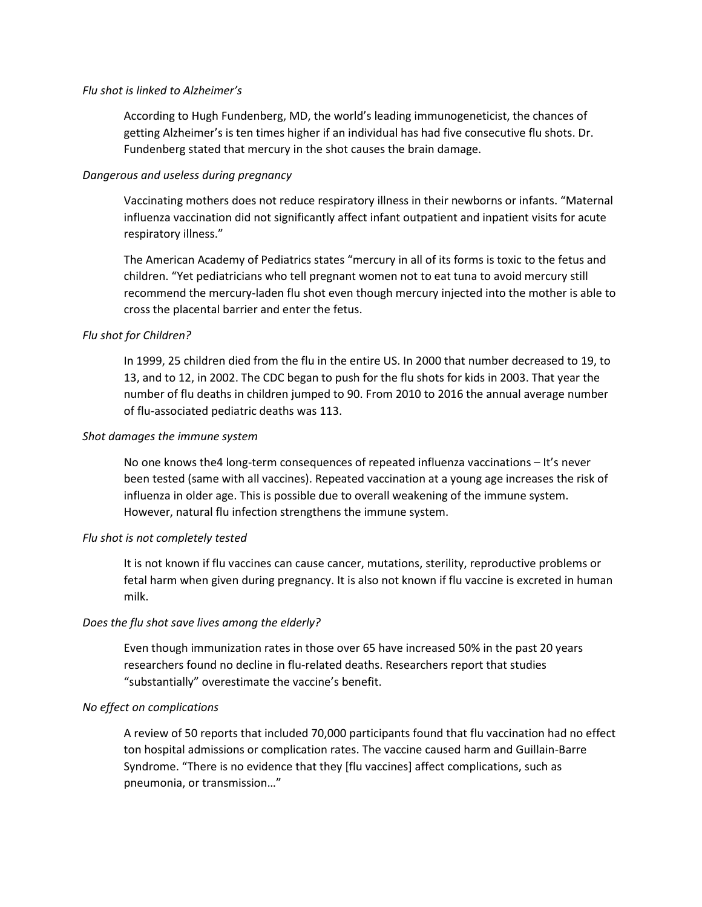*Flu shot is linked to Alzheimer's*

According to Hugh Fundenberg, MD, the world's leading immunogeneticist, the chances of getting Alzheimer's is ten times higher if an individual has had five consecutive flu shots. Dr. Fundenberg stated that mercury in the shot causes the brain damage.

*Dangerous and useless during pregnancy*

Vaccinating mothers does not reduce respiratory illness in their newborns or infants. "Maternal influenza vaccination did not significantly affect infant outpatient and inpatient visits for acute respiratory illness."

The American Academy of Pediatrics states "mercury in all of its forms is toxic to the fetus and children. "Yet pediatricians who tell pregnant women not to eat tuna to avoid mercury still recommend the mercury-laden flu shot even though mercury injected into the mother is able to cross the placental barrier and enter the fetus.

*Flu shot for Children?*

In 1999, 25 children died from the flu in the entire US. In 2000 that number decreased to 19, to 13, and to 12, in 2002. The CDC began to push for the flu shots for kids in 2003. That year the number of flu deaths in children jumped to 90. From 2010 to 2016 the annual average number of flu-associated pediatric deaths was 113.

*Shot damages the immune system*

No one knows the4 long-term consequences of repeated influenza vaccinations – It's never been tested (same with all vaccines). Repeated vaccination at a young age increases the risk of influenza in older age. This is possible due to overall weakening of the immune system. However, natural flu infection strengthens the immune system.

*Flu shot is not completely tested*

It is not known if flu vaccines can cause cancer, mutations, sterility, reproductive problems or fetal harm when given during pregnancy. It is also not known if flu vaccine is excreted in human milk.

*Does the flu shot save lives among the elderly?*

Even though immunization rates in those over 65 have increased 50% in the past 20 years researchers found no decline in flu-related deaths. Researchers report that studies "substantially" overestimate the vaccine's benefit.

*No effect on complications*

A review of 50 reports that included 70,000 participants found that flu vaccination had no effect ton hospital admissions or complication rates. The vaccine caused harm and Guillain-Barre Syndrome. "There is no evidence that they [flu vaccines] affect complications, such as pneumonia, or transmission…"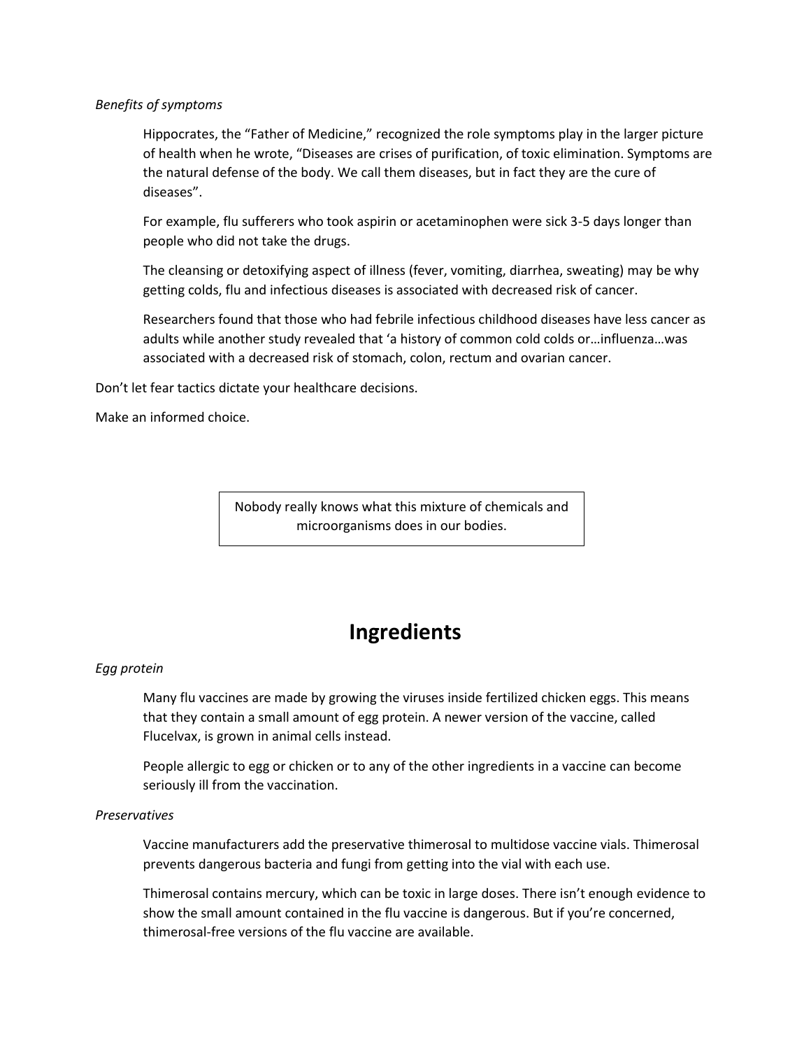*Benefits of symptoms*

> Hippocrates, the "Father of Medicine," recognized the role symptoms play in the larger picture of health when he wrote, "Diseases are crises of purification, of toxic elimination. Symptoms are the natural defense of the body. We call them diseases, but in fact they are the cure of diseases".
>
> For example, flu sufferers who took aspirin or acetaminophen were sick 3-5 days longer than people who did not take the drugs.
>
> The cleansing or detoxifying aspect of illness (fever, vomiting, diarrhea, sweating) may be why getting colds, flu and infectious diseases is associated with decreased risk of cancer.
>
> Researchers found that those who had febrile infectious childhood diseases have less cancer as adults while another study revealed that 'a history of common cold colds or…influenza…was associated with a decreased risk of stomach, colon, rectum and ovarian cancer.

Don't let fear tactics dictate your healthcare decisions.

Make an informed choice.

> Nobody really knows what this mixture of chemicals and microorganisms does in our bodies.

## Ingredients

*Egg protein*

> Many flu vaccines are made by growing the viruses inside fertilized chicken eggs. This means that they contain a small amount of egg protein. A newer version of the vaccine, called Flucelvax, is grown in animal cells instead.
>
> People allergic to egg or chicken or to any of the other ingredients in a vaccine can become seriously ill from the vaccination.

*Preservatives*

> Vaccine manufacturers add the preservative thimerosal to multidose vaccine vials. Thimerosal prevents dangerous bacteria and fungi from getting into the vial with each use.
>
> Thimerosal contains mercury, which can be toxic in large doses. There isn't enough evidence to show the small amount contained in the flu vaccine is dangerous. But if you're concerned, thimerosal-free versions of the flu vaccine are available.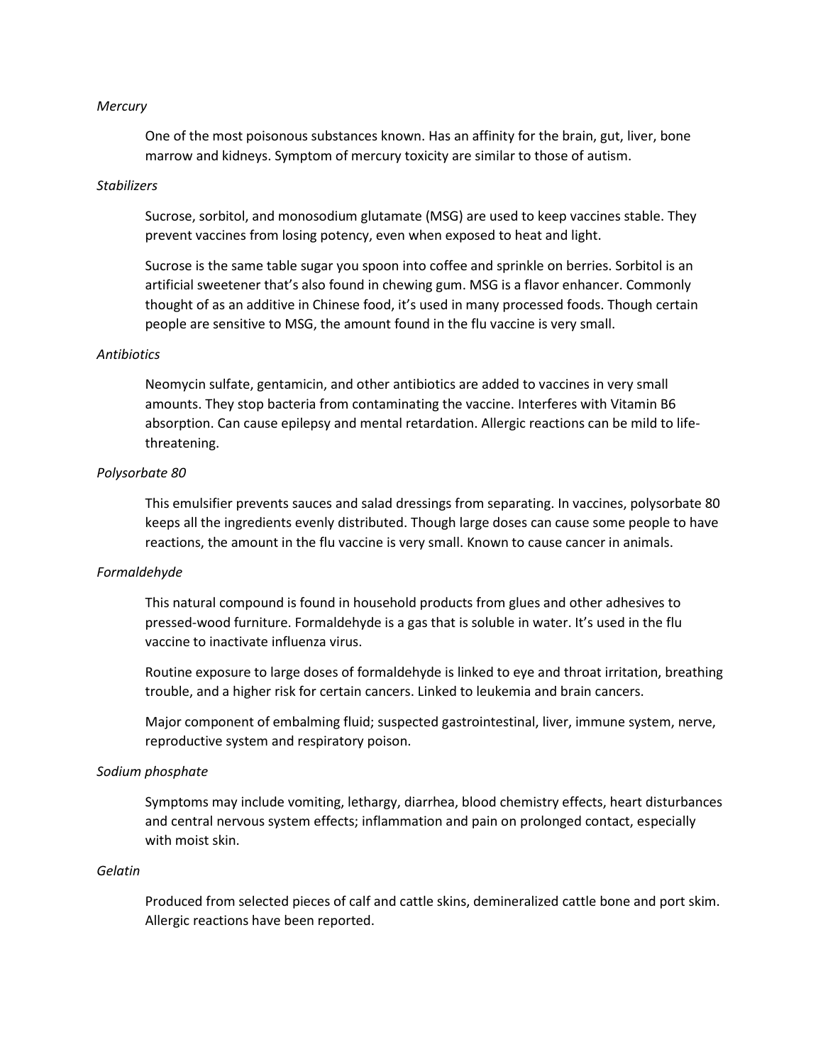*Mercury*

One of the most poisonous substances known. Has an affinity for the brain, gut, liver, bone marrow and kidneys. Symptom of mercury toxicity are similar to those of autism.

*Stabilizers*

Sucrose, sorbitol, and monosodium glutamate (MSG) are used to keep vaccines stable. They prevent vaccines from losing potency, even when exposed to heat and light.

Sucrose is the same table sugar you spoon into coffee and sprinkle on berries. Sorbitol is an artificial sweetener that's also found in chewing gum. MSG is a flavor enhancer. Commonly thought of as an additive in Chinese food, it's used in many processed foods. Though certain people are sensitive to MSG, the amount found in the flu vaccine is very small.

*Antibiotics*

Neomycin sulfate, gentamicin, and other antibiotics are added to vaccines in very small amounts. They stop bacteria from contaminating the vaccine. Interferes with Vitamin B6 absorption. Can cause epilepsy and mental retardation. Allergic reactions can be mild to life-threatening.

*Polysorbate 80*

This emulsifier prevents sauces and salad dressings from separating. In vaccines, polysorbate 80 keeps all the ingredients evenly distributed. Though large doses can cause some people to have reactions, the amount in the flu vaccine is very small. Known to cause cancer in animals.

*Formaldehyde*

This natural compound is found in household products from glues and other adhesives to pressed-wood furniture. Formaldehyde is a gas that is soluble in water. It's used in the flu vaccine to inactivate influenza virus.

Routine exposure to large doses of formaldehyde is linked to eye and throat irritation, breathing trouble, and a higher risk for certain cancers. Linked to leukemia and brain cancers.

Major component of embalming fluid; suspected gastrointestinal, liver, immune system, nerve, reproductive system and respiratory poison.

*Sodium phosphate*

Symptoms may include vomiting, lethargy, diarrhea, blood chemistry effects, heart disturbances and central nervous system effects; inflammation and pain on prolonged contact, especially with moist skin.

*Gelatin*

Produced from selected pieces of calf and cattle skins, demineralized cattle bone and port skim. Allergic reactions have been reported.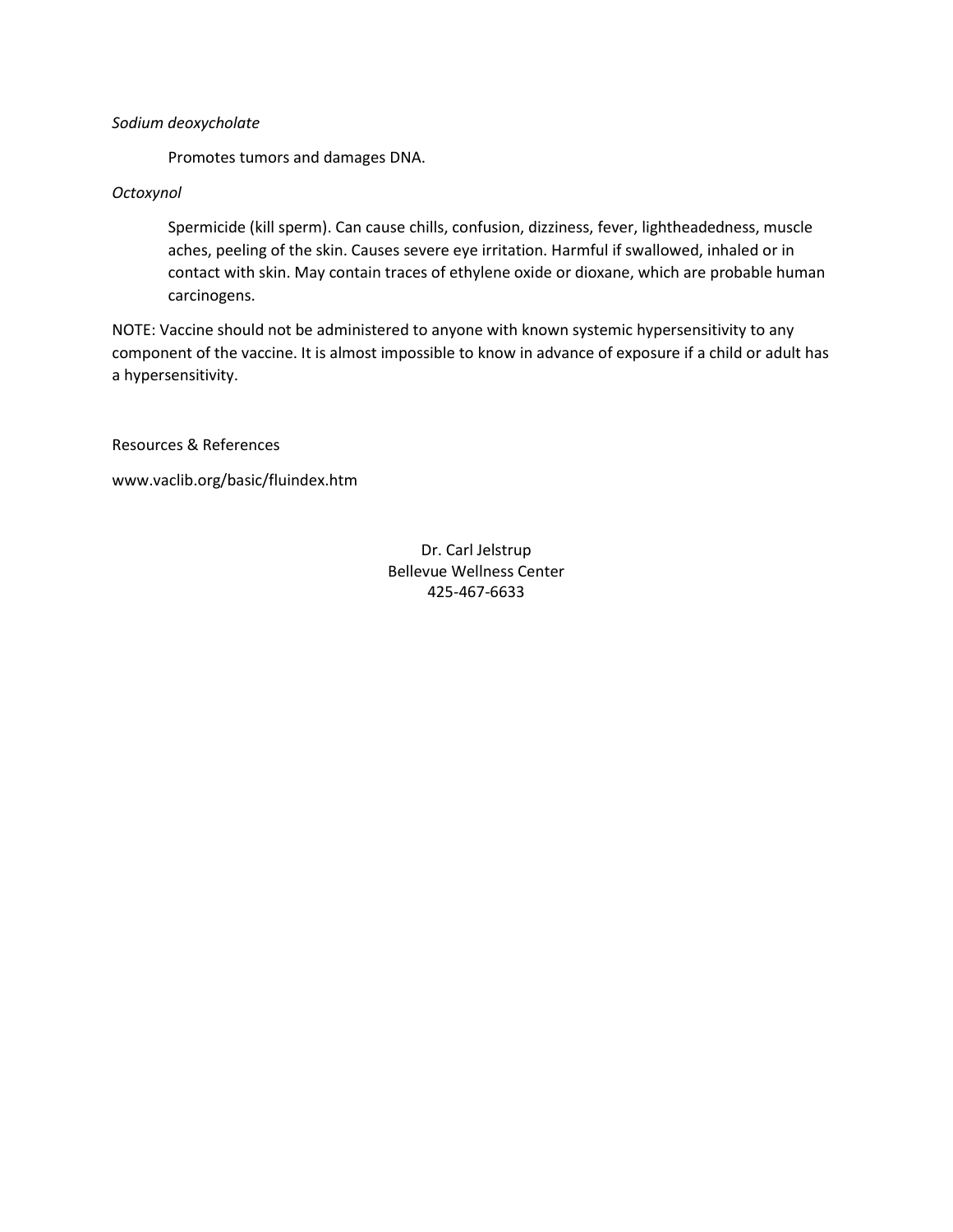*Sodium deoxycholate*

> Promotes tumors and damages DNA.

*Octoxynol*

> Spermicide (kill sperm). Can cause chills, confusion, dizziness, fever, lightheadedness, muscle aches, peeling of the skin. Causes severe eye irritation. Harmful if swallowed, inhaled or in contact with skin. May contain traces of ethylene oxide or dioxane, which are probable human carcinogens.

NOTE: Vaccine should not be administered to anyone with known systemic hypersensitivity to any component of the vaccine. It is almost impossible to know in advance of exposure if a child or adult has a hypersensitivity.

Resources & References

www.vaclib.org/basic/fluindex.htm

Dr. Carl Jelstrup
Bellevue Wellness Center
425-467-6633